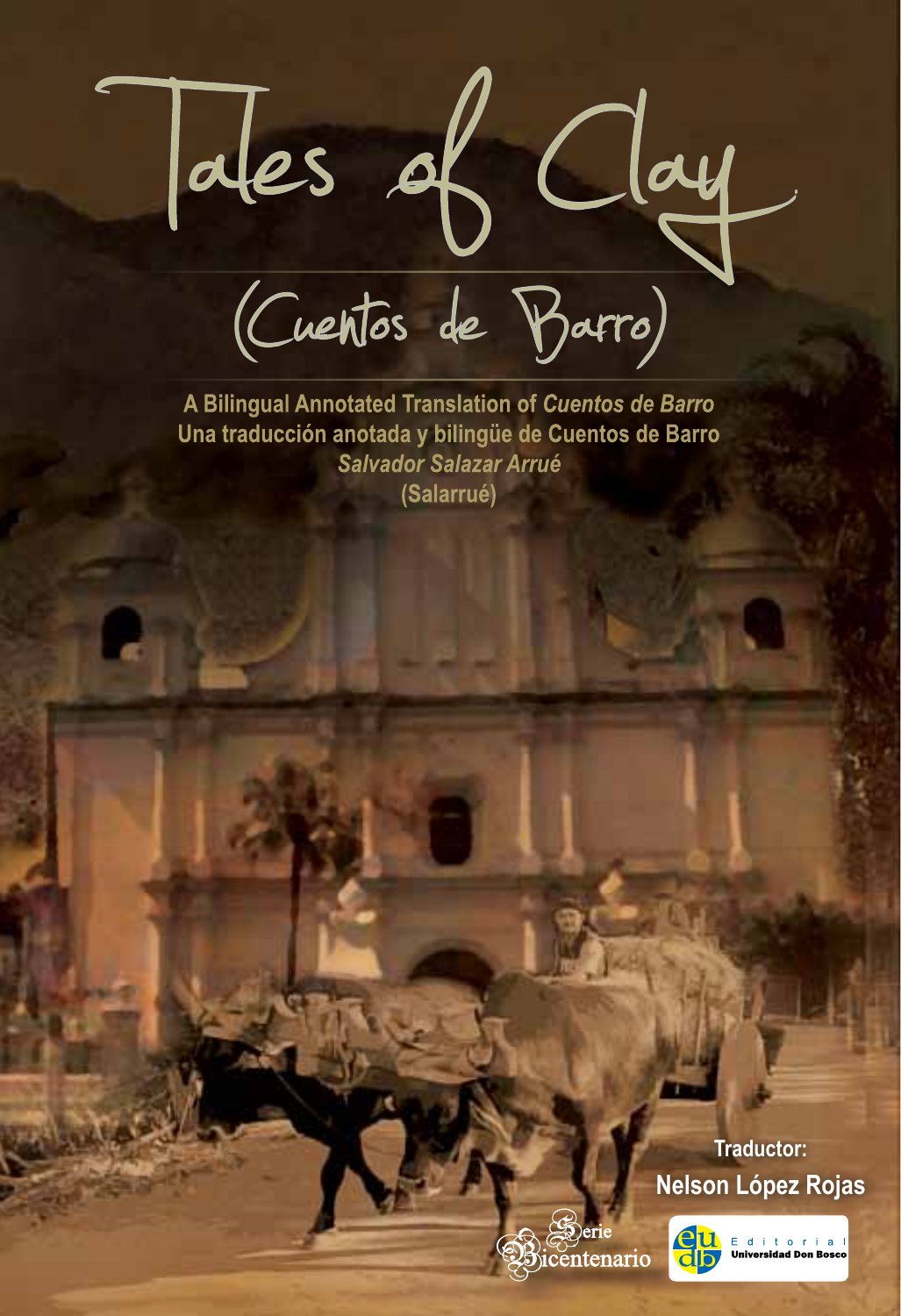# Tales of Clay

## (Cuentos de Barro)

**A Bilingual Annotated Translation of *Cuentos de Barro***

**Una traducción anotada y bilingüe de Cuentos de Barro**

***Salvador Salazar Arrué***

**(Salarrué)**

**Traductor:**

**Nelson López Rojas**

Serie Bicentenario

Editorial Universidad Don Bosco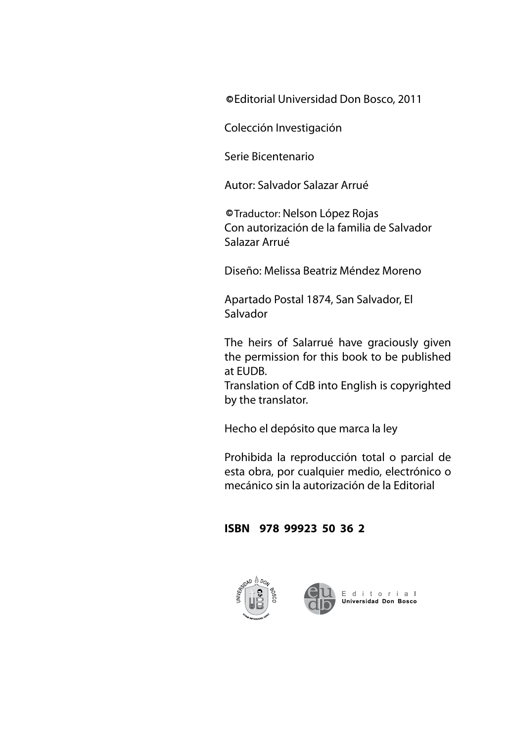©Editorial Universidad Don Bosco, 2011

Colección Investigación

Serie Bicentenario

Autor: Salvador Salazar Arrué

©Traductor: Nelson López Rojas
Con autorización de la familia de Salvador Salazar Arrué

Diseño: Melissa Beatriz Méndez Moreno

Apartado Postal 1874, San Salvador, El Salvador

The heirs of Salarrué have graciously given the permission for this book to be published at EUDB.
Translation of CdB into English is copyrighted by the translator.

Hecho el depósito que marca la ley

Prohibida la reproducción total o parcial de esta obra, por cualquier medio, electrónico o mecánico sin la autorización de la Editorial

**ISBN 978 99923 50 36 2**

Editorial Universidad Don Bosco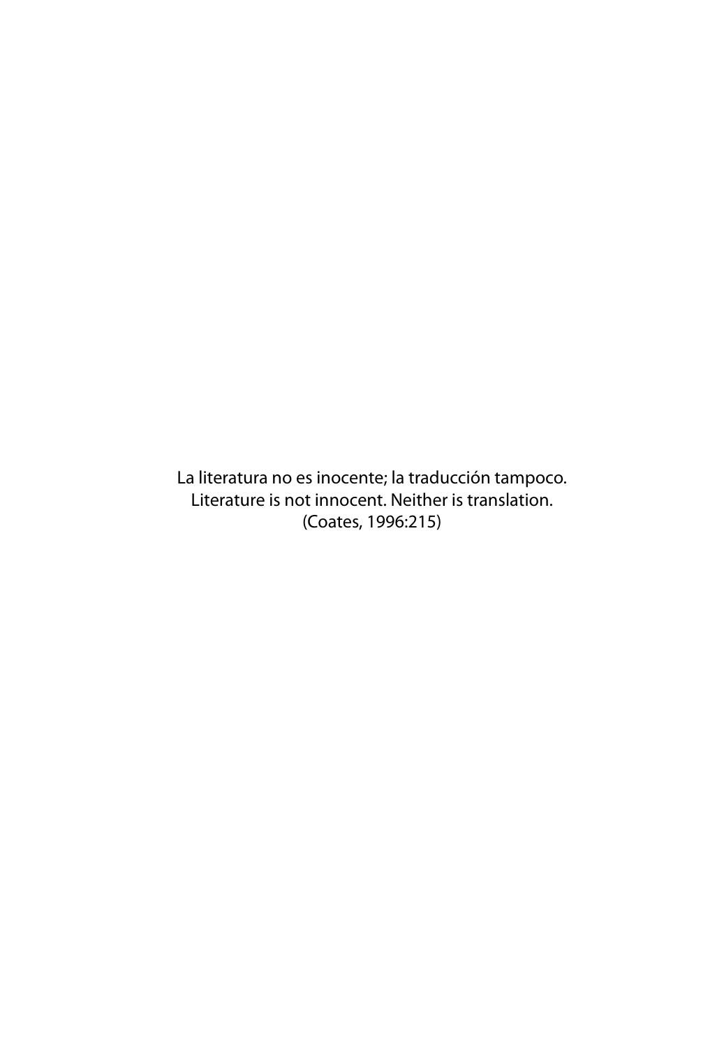La literatura no es inocente; la traducción tampoco.
Literature is not innocent. Neither is translation.
(Coates, 1996:215)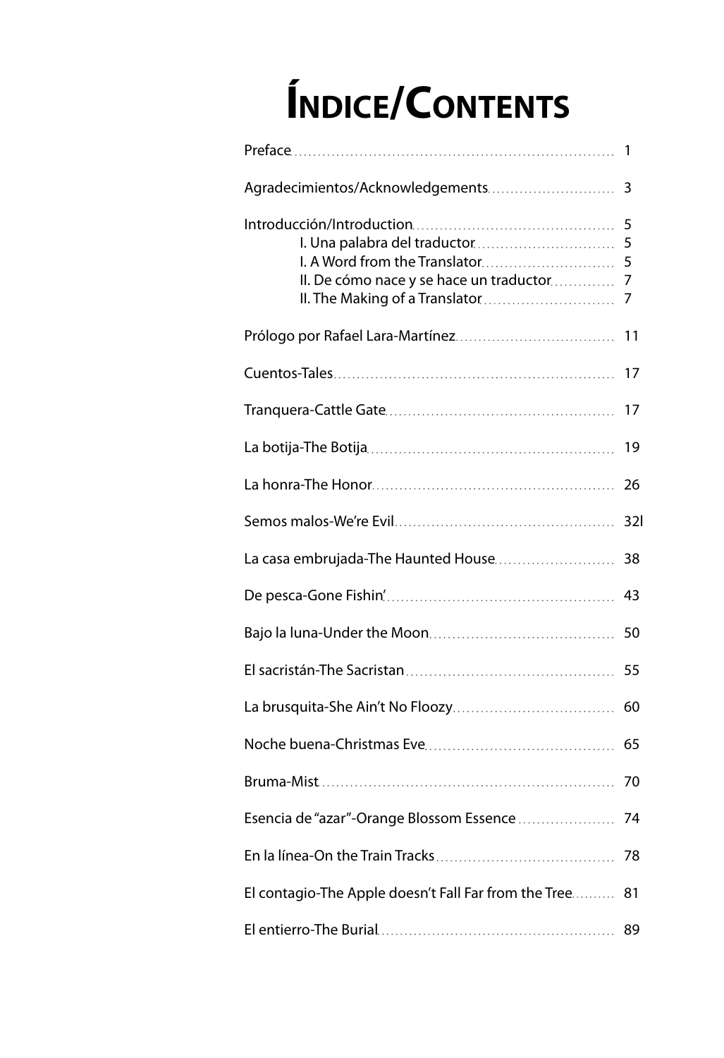# Índice/Contents

| | |
|---|---|
| Preface | 1 |
| Agradecimientos/Acknowledgements | 3 |
| Introducción/Introduction | 5 |
| I. Una palabra del traductor | 5 |
| I. A Word from the Translator | 5 |
| II. De cómo nace y se hace un traductor | 7 |
| II. The Making of a Translator | 7 |
| Prólogo por Rafael Lara-Martínez | 11 |
| Cuentos-Tales | 17 |
| Tranquera-Cattle Gate | 17 |
| La botija-The Botija | 19 |
| La honra-The Honor | 26 |
| Semos malos-We're Evil | 32l |
| La casa embrujada-The Haunted House | 38 |
| De pesca-Gone Fishin' | 43 |
| Bajo la luna-Under the Moon | 50 |
| El sacristán-The Sacristan | 55 |
| La brusquita-She Ain't No Floozy | 60 |
| Noche buena-Christmas Eve | 65 |
| Bruma-Mist | 70 |
| Esencia de "azar"-Orange Blossom Essence | 74 |
| En la línea-On the Train Tracks | 78 |
| El contagio-The Apple doesn't Fall Far from the Tree | 81 |
| El entierro-The Burial | 89 |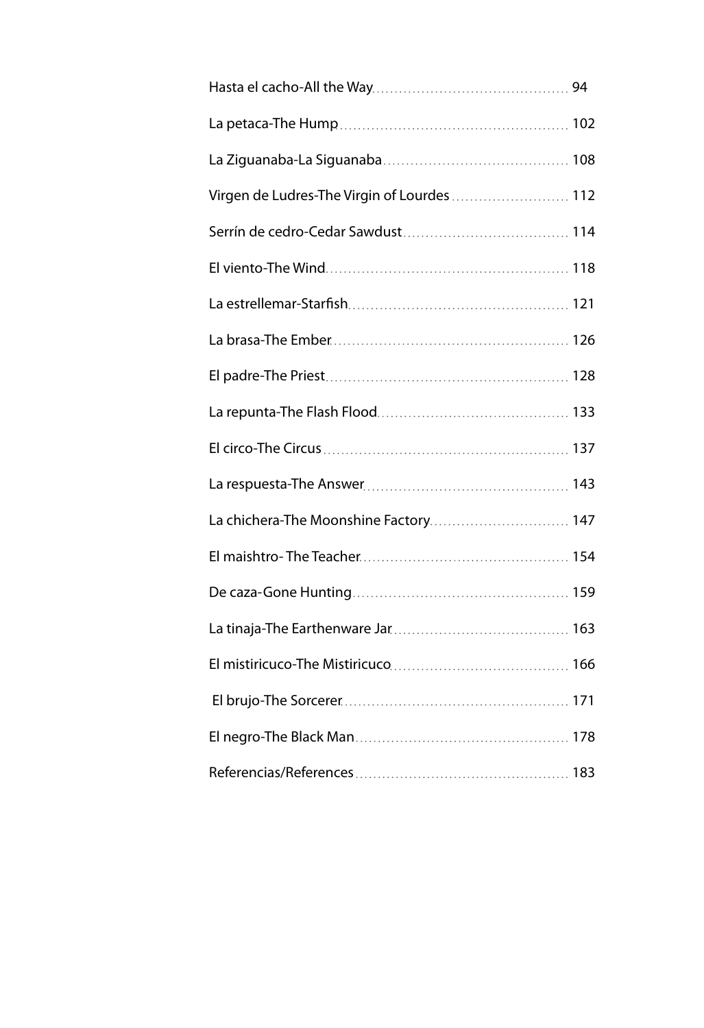Hasta el cacho-All the Way ........................................ 94

La petaca-The Hump ........................................ 102

La Ziguanaba-La Siguanaba ........................................ 108

Virgen de Ludres-The Virgin of Lourdes ........................................ 112

Serrín de cedro-Cedar Sawdust ........................................ 114

El viento-The Wind ........................................ 118

La estrellemar-Starfish ........................................ 121

La brasa-The Ember ........................................ 126

El padre-The Priest ........................................ 128

La repunta-The Flash Flood ........................................ 133

El circo-The Circus ........................................ 137

La respuesta-The Answer ........................................ 143

La chichera-The Moonshine Factory ........................................ 147

El maishtro- The Teacher ........................................ 154

De caza-Gone Hunting ........................................ 159

La tinaja-The Earthenware Jar ........................................ 163

El mistiricuco-The Mistiricuco ........................................ 166

El brujo-The Sorcerer ........................................ 171

El negro-The Black Man ........................................ 178

Referencias/References ........................................ 183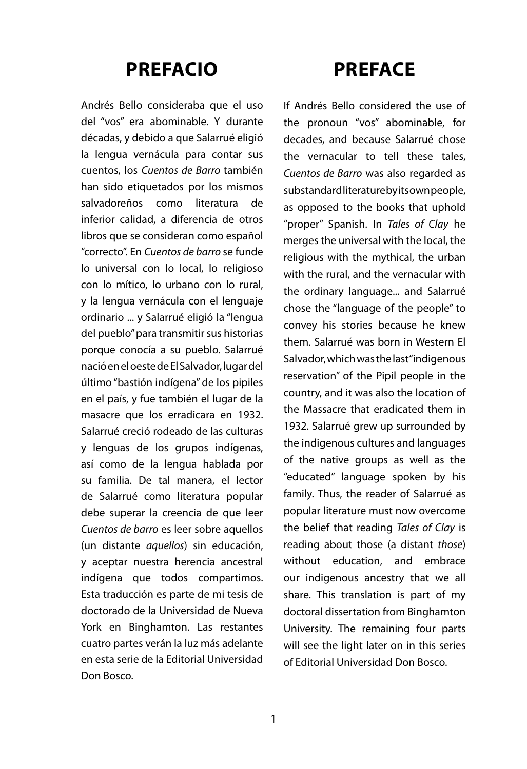# PREFACIO

Andrés Bello consideraba que el uso del "vos" era abominable. Y durante décadas, y debido a que Salarrué eligió la lengua vernácula para contar sus cuentos, los *Cuentos de Barro* también han sido etiquetados por los mismos salvadoreños como literatura de inferior calidad, a diferencia de otros libros que se consideran como español "correcto". En *Cuentos de barro* se funde lo universal con lo local, lo religioso con lo mítico, lo urbano con lo rural, y la lengua vernácula con el lenguaje ordinario ... y Salarrué eligió la "lengua del pueblo" para transmitir sus historias porque conocía a su pueblo. Salarrué nació en el oeste de El Salvador, lugar del último "bastión indígena" de los pipiles en el país, y fue también el lugar de la masacre que los erradicara en 1932. Salarrué creció rodeado de las culturas y lenguas de los grupos indígenas, así como de la lengua hablada por su familia. De tal manera, el lector de Salarrué como literatura popular debe superar la creencia de que leer *Cuentos de barro* es leer sobre aquellos (un distante *aquellos*) sin educación, y aceptar nuestra herencia ancestral indígena que todos compartimos. Esta traducción es parte de mi tesis de doctorado de la Universidad de Nueva York en Binghamton. Las restantes cuatro partes verán la luz más adelante en esta serie de la Editorial Universidad Don Bosco.

# PREFACE

If Andrés Bello considered the use of the pronoun "vos" abominable, for decades, and because Salarrué chose the vernacular to tell these tales, *Cuentos de Barro* was also regarded as substandard literature by its own people, as opposed to the books that uphold "proper" Spanish. In *Tales of Clay* he merges the universal with the local, the religious with the mythical, the urban with the rural, and the vernacular with the ordinary language... and Salarrué chose the "language of the people" to convey his stories because he knew them. Salarrué was born in Western El Salvador, which was the last "indigenous reservation" of the Pipil people in the country, and it was also the location of the Massacre that eradicated them in 1932. Salarrué grew up surrounded by the indigenous cultures and languages of the native groups as well as the "educated" language spoken by his family. Thus, the reader of Salarrué as popular literature must now overcome the belief that reading *Tales of Clay* is reading about those (a distant *those*) without education, and embrace our indigenous ancestry that we all share. This translation is part of my doctoral dissertation from Binghamton University. The remaining four parts will see the light later on in this series of Editorial Universidad Don Bosco.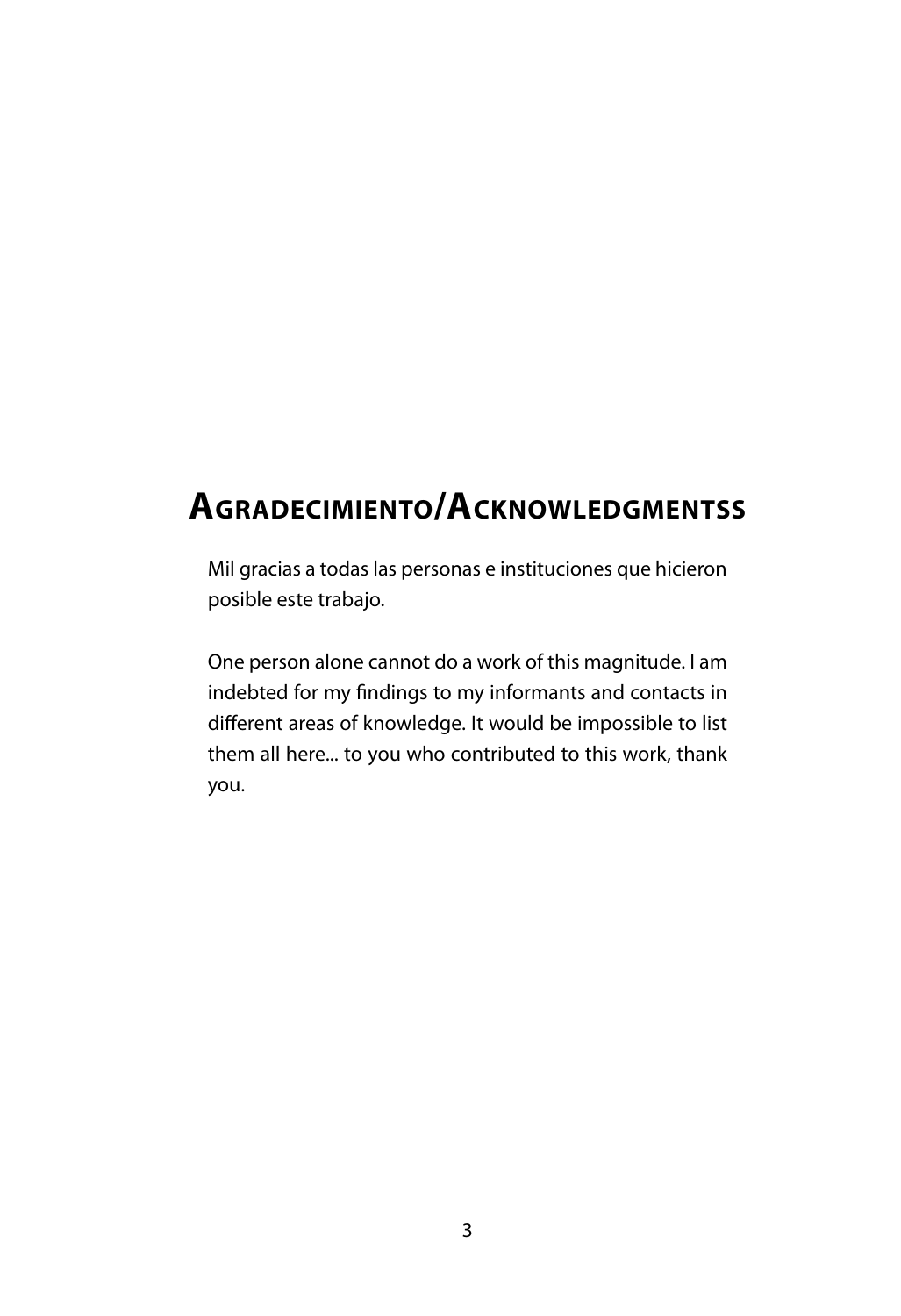# Agradecimiento/Acknowledgmentss

Mil gracias a todas las personas e instituciones que hicieron posible este trabajo.

One person alone cannot do a work of this magnitude. I am indebted for my findings to my informants and contacts in different areas of knowledge. It would be impossible to list them all here... to you who contributed to this work, thank you.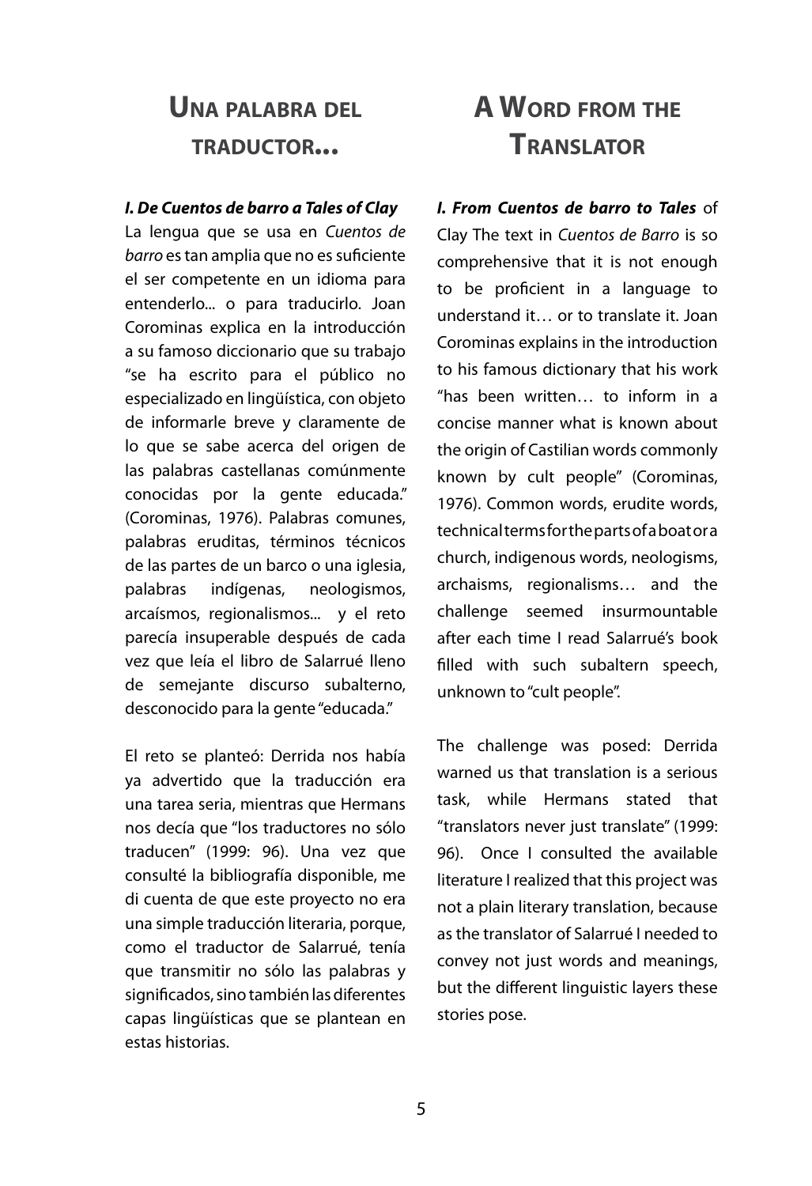## Una palabra del traductor...

***I. De Cuentos de barro a Tales of Clay***

La lengua que se usa en *Cuentos de barro* es tan amplia que no es suficiente el ser competente en un idioma para entenderlo... o para traducirlo. Joan Corominas explica en la introducción a su famoso diccionario que su trabajo "se ha escrito para el público no especializado en lingüística, con objeto de informarle breve y claramente de lo que se sabe acerca del origen de las palabras castellanas comúnmente conocidas por la gente educada." (Corominas, 1976). Palabras comunes, palabras eruditas, términos técnicos de las partes de un barco o una iglesia, palabras indígenas, neologismos, arcaísmos, regionalismos... y el reto parecía insuperable después de cada vez que leía el libro de Salarrué lleno de semejante discurso subalterno, desconocido para la gente "educada."

El reto se planteó: Derrida nos había ya advertido que la traducción era una tarea seria, mientras que Hermans nos decía que "los traductores no sólo traducen" (1999: 96). Una vez que consulté la bibliografía disponible, me di cuenta de que este proyecto no era una simple traducción literaria, porque, como el traductor de Salarrué, tenía que transmitir no sólo las palabras y significados, sino también las diferentes capas lingüísticas que se plantean en estas historias.

## A Word from the Translator

***I. From Cuentos de barro to Tales*** of Clay The text in *Cuentos de Barro* is so comprehensive that it is not enough to be proficient in a language to understand it… or to translate it. Joan Corominas explains in the introduction to his famous dictionary that his work "has been written… to inform in a concise manner what is known about the origin of Castilian words commonly known by cult people" (Corominas, 1976). Common words, erudite words, technical terms for the parts of a boat or a church, indigenous words, neologisms, archaisms, regionalisms… and the challenge seemed insurmountable after each time I read Salarrué's book filled with such subaltern speech, unknown to "cult people".

The challenge was posed: Derrida warned us that translation is a serious task, while Hermans stated that "translators never just translate" (1999: 96). Once I consulted the available literature I realized that this project was not a plain literary translation, because as the translator of Salarrué I needed to convey not just words and meanings, but the different linguistic layers these stories pose.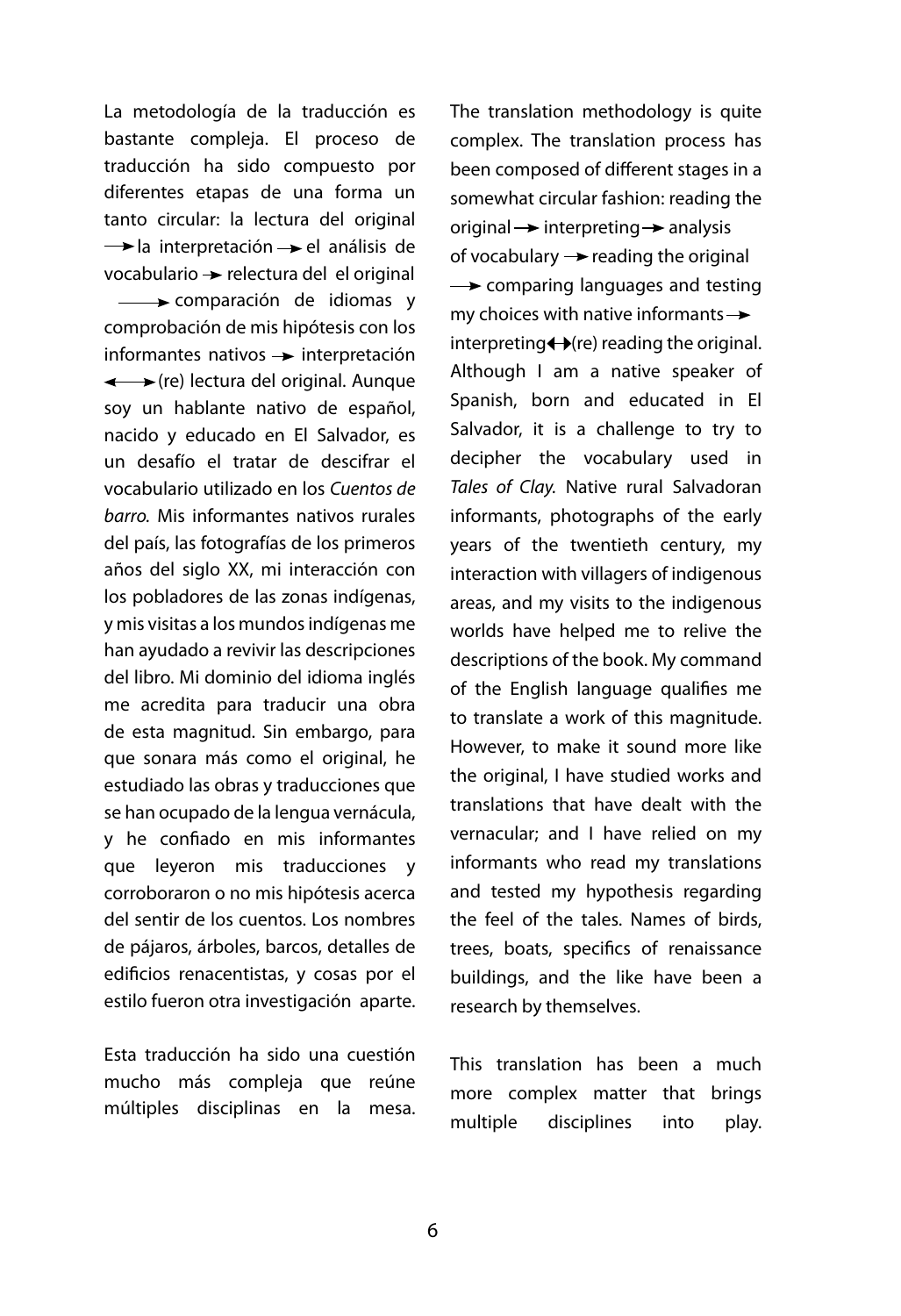La metodología de la traducción es bastante compleja. El proceso de traducción ha sido compuesto por diferentes etapas de una forma un tanto circular: la lectura del original → la interpretación → el análisis de vocabulario → relectura del el original → comparación de idiomas y comprobación de mis hipótesis con los informantes nativos → interpretación ⟷ (re) lectura del original. Aunque soy un hablante nativo de español, nacido y educado en El Salvador, es un desafío el tratar de descifrar el vocabulario utilizado en los *Cuentos de barro.* Mis informantes nativos rurales del país, las fotografías de los primeros años del siglo XX, mi interacción con los pobladores de las zonas indígenas, y mis visitas a los mundos indígenas me han ayudado a revivir las descripciones del libro. Mi dominio del idioma inglés me acredita para traducir una obra de esta magnitud. Sin embargo, para que sonara más como el original, he estudiado las obras y traducciones que se han ocupado de la lengua vernácula, y he confiado en mis informantes que leyeron mis traducciones y corroboraron o no mis hipótesis acerca del sentir de los cuentos. Los nombres de pájaros, árboles, barcos, detalles de edificios renacentistas, y cosas por el estilo fueron otra investigación aparte.

Esta traducción ha sido una cuestión mucho más compleja que reúne múltiples disciplinas en la mesa.

The translation methodology is quite complex. The translation process has been composed of different stages in a somewhat circular fashion: reading the original → interpreting → analysis of vocabulary → reading the original → comparing languages and testing my choices with native informants → interpreting ⟷ (re) reading the original. Although I am a native speaker of Spanish, born and educated in El Salvador, it is a challenge to try to decipher the vocabulary used in *Tales of Clay.* Native rural Salvadoran informants, photographs of the early years of the twentieth century, my interaction with villagers of indigenous areas, and my visits to the indigenous worlds have helped me to relive the descriptions of the book. My command of the English language qualifies me to translate a work of this magnitude. However, to make it sound more like the original, I have studied works and translations that have dealt with the vernacular; and I have relied on my informants who read my translations and tested my hypothesis regarding the feel of the tales. Names of birds, trees, boats, specifics of renaissance buildings, and the like have been a research by themselves.

This translation has been a much more complex matter that brings multiple disciplines into play.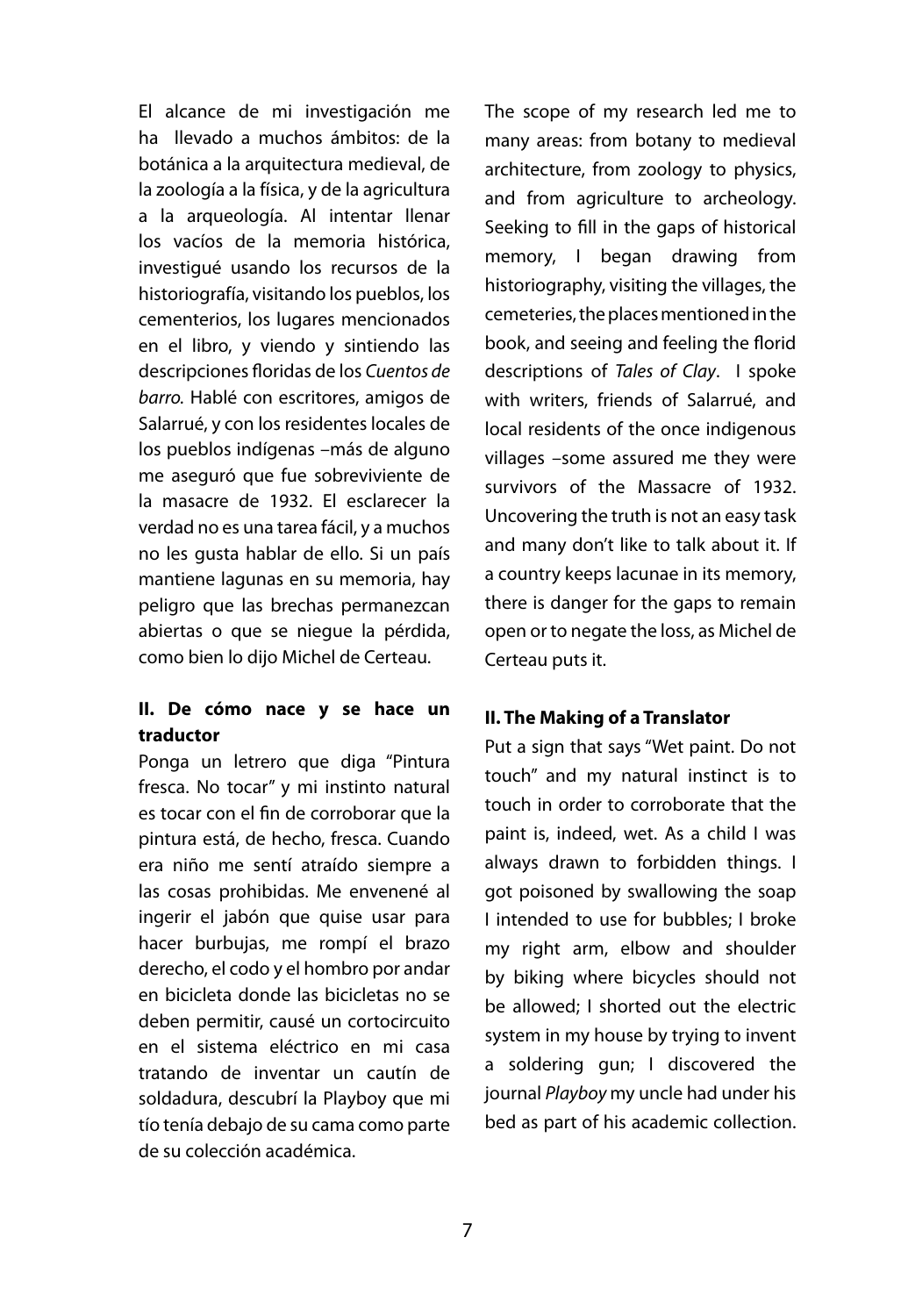El alcance de mi investigación me ha llevado a muchos ámbitos: de la botánica a la arquitectura medieval, de la zoología a la física, y de la agricultura a la arqueología. Al intentar llenar los vacíos de la memoria histórica, investigué usando los recursos de la historiografía, visitando los pueblos, los cementerios, los lugares mencionados en el libro, y viendo y sintiendo las descripciones floridas de los *Cuentos de barro*. Hablé con escritores, amigos de Salarrué, y con los residentes locales de los pueblos indígenas –más de alguno me aseguró que fue sobreviviente de la masacre de 1932. El esclarecer la verdad no es una tarea fácil, y a muchos no les gusta hablar de ello. Si un país mantiene lagunas en su memoria, hay peligro que las brechas permanezcan abiertas o que se niegue la pérdida, como bien lo dijo Michel de Certeau.

## II. De cómo nace y se hace un traductor

Ponga un letrero que diga "Pintura fresca. No tocar" y mi instinto natural es tocar con el fin de corroborar que la pintura está, de hecho, fresca. Cuando era niño me sentí atraído siempre a las cosas prohibidas. Me envenené al ingerir el jabón que quise usar para hacer burbujas, me rompí el brazo derecho, el codo y el hombro por andar en bicicleta donde las bicicletas no se deben permitir, causé un cortocircuito en el sistema eléctrico en mi casa tratando de inventar un cautín de soldadura, descubrí la Playboy que mi tío tenía debajo de su cama como parte de su colección académica.

The scope of my research led me to many areas: from botany to medieval architecture, from zoology to physics, and from agriculture to archeology. Seeking to fill in the gaps of historical memory, I began drawing from historiography, visiting the villages, the cemeteries, the places mentioned in the book, and seeing and feeling the florid descriptions of *Tales of Clay*. I spoke with writers, friends of Salarrué, and local residents of the once indigenous villages –some assured me they were survivors of the Massacre of 1932. Uncovering the truth is not an easy task and many don't like to talk about it. If a country keeps lacunae in its memory, there is danger for the gaps to remain open or to negate the loss, as Michel de Certeau puts it.

## II. The Making of a Translator

Put a sign that says "Wet paint. Do not touch" and my natural instinct is to touch in order to corroborate that the paint is, indeed, wet. As a child I was always drawn to forbidden things. I got poisoned by swallowing the soap I intended to use for bubbles; I broke my right arm, elbow and shoulder by biking where bicycles should not be allowed; I shorted out the electric system in my house by trying to invent a soldering gun; I discovered the journal *Playboy* my uncle had under his bed as part of his academic collection.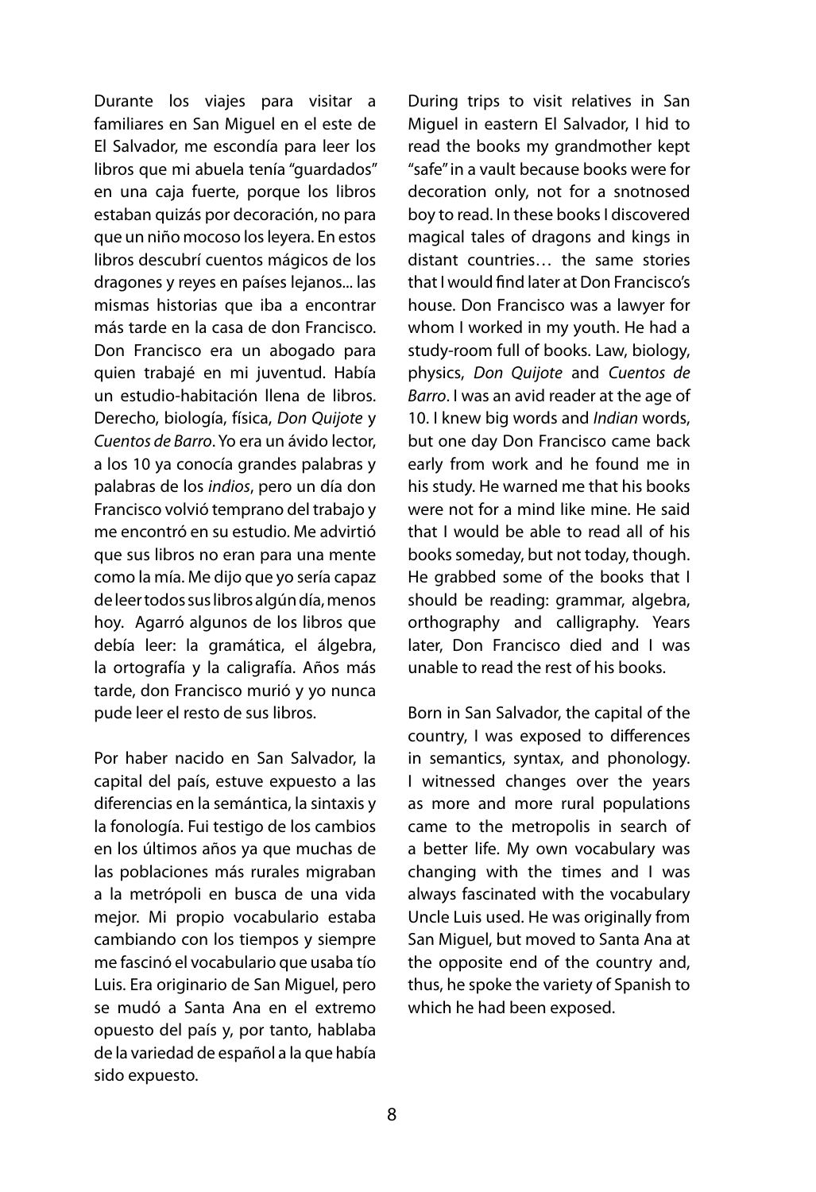Durante los viajes para visitar a familiares en San Miguel en el este de El Salvador, me escondía para leer los libros que mi abuela tenía "guardados" en una caja fuerte, porque los libros estaban quizás por decoración, no para que un niño mocoso los leyera. En estos libros descubrí cuentos mágicos de los dragones y reyes en países lejanos... las mismas historias que iba a encontrar más tarde en la casa de don Francisco. Don Francisco era un abogado para quien trabajé en mi juventud. Había un estudio-habitación llena de libros. Derecho, biología, física, *Don Quijote* y *Cuentos de Barro*. Yo era un ávido lector, a los 10 ya conocía grandes palabras y palabras de los *indios*, pero un día don Francisco volvió temprano del trabajo y me encontró en su estudio. Me advirtió que sus libros no eran para una mente como la mía. Me dijo que yo sería capaz de leer todos sus libros algún día, menos hoy. Agarró algunos de los libros que debía leer: la gramática, el álgebra, la ortografía y la caligrafía. Años más tarde, don Francisco murió y yo nunca pude leer el resto de sus libros.

Por haber nacido en San Salvador, la capital del país, estuve expuesto a las diferencias en la semántica, la sintaxis y la fonología. Fui testigo de los cambios en los últimos años ya que muchas de las poblaciones más rurales migraban a la metrópoli en busca de una vida mejor. Mi propio vocabulario estaba cambiando con los tiempos y siempre me fascinó el vocabulario que usaba tío Luis. Era originario de San Miguel, pero se mudó a Santa Ana en el extremo opuesto del país y, por tanto, hablaba de la variedad de español a la que había sido expuesto.

During trips to visit relatives in San Miguel in eastern El Salvador, I hid to read the books my grandmother kept "safe" in a vault because books were for decoration only, not for a snotnosed boy to read. In these books I discovered magical tales of dragons and kings in distant countries… the same stories that I would find later at Don Francisco's house. Don Francisco was a lawyer for whom I worked in my youth. He had a study-room full of books. Law, biology, physics, *Don Quijote* and *Cuentos de Barro*. I was an avid reader at the age of 10. I knew big words and *Indian* words, but one day Don Francisco came back early from work and he found me in his study. He warned me that his books were not for a mind like mine. He said that I would be able to read all of his books someday, but not today, though. He grabbed some of the books that I should be reading: grammar, algebra, orthography and calligraphy. Years later, Don Francisco died and I was unable to read the rest of his books.

Born in San Salvador, the capital of the country, I was exposed to differences in semantics, syntax, and phonology. I witnessed changes over the years as more and more rural populations came to the metropolis in search of a better life. My own vocabulary was changing with the times and I was always fascinated with the vocabulary Uncle Luis used. He was originally from San Miguel, but moved to Santa Ana at the opposite end of the country and, thus, he spoke the variety of Spanish to which he had been exposed.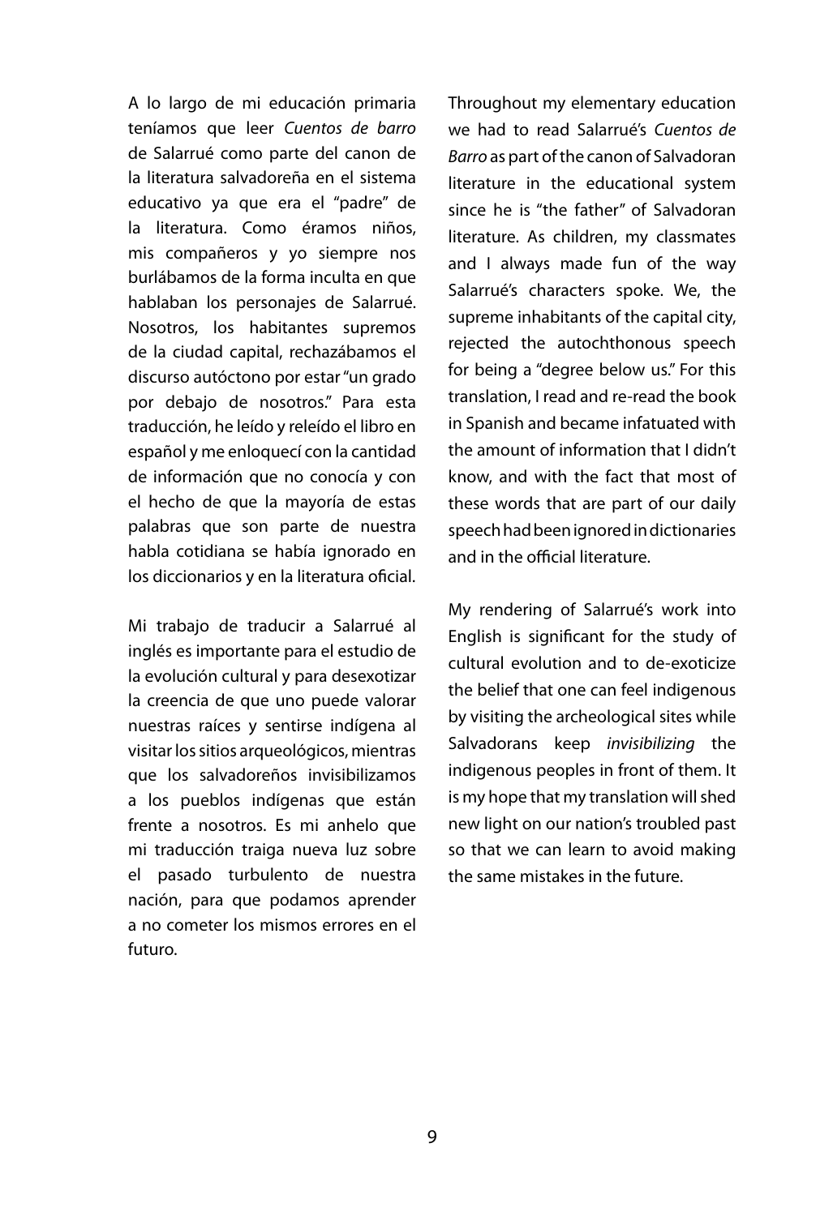A lo largo de mi educación primaria teníamos que leer *Cuentos de barro* de Salarrué como parte del canon de la literatura salvadoreña en el sistema educativo ya que era el "padre" de la literatura. Como éramos niños, mis compañeros y yo siempre nos burlábamos de la forma inculta en que hablaban los personajes de Salarrué. Nosotros, los habitantes supremos de la ciudad capital, rechazábamos el discurso autóctono por estar "un grado por debajo de nosotros." Para esta traducción, he leído y releído el libro en español y me enloquecí con la cantidad de información que no conocía y con el hecho de que la mayoría de estas palabras que son parte de nuestra habla cotidiana se había ignorado en los diccionarios y en la literatura oficial.

Mi trabajo de traducir a Salarrué al inglés es importante para el estudio de la evolución cultural y para desexotizar la creencia de que uno puede valorar nuestras raíces y sentirse indígena al visitar los sitios arqueológicos, mientras que los salvadoreños invisibilizamos a los pueblos indígenas que están frente a nosotros. Es mi anhelo que mi traducción traiga nueva luz sobre el pasado turbulento de nuestra nación, para que podamos aprender a no cometer los mismos errores en el futuro.

Throughout my elementary education we had to read Salarrué's *Cuentos de Barro* as part of the canon of Salvadoran literature in the educational system since he is "the father" of Salvadoran literature. As children, my classmates and I always made fun of the way Salarrué's characters spoke. We, the supreme inhabitants of the capital city, rejected the autochthonous speech for being a "degree below us." For this translation, I read and re-read the book in Spanish and became infatuated with the amount of information that I didn't know, and with the fact that most of these words that are part of our daily speech had been ignored in dictionaries and in the official literature.

My rendering of Salarrué's work into English is significant for the study of cultural evolution and to de-exoticize the belief that one can feel indigenous by visiting the archeological sites while Salvadorans keep *invisibilizing* the indigenous peoples in front of them. It is my hope that my translation will shed new light on our nation's troubled past so that we can learn to avoid making the same mistakes in the future.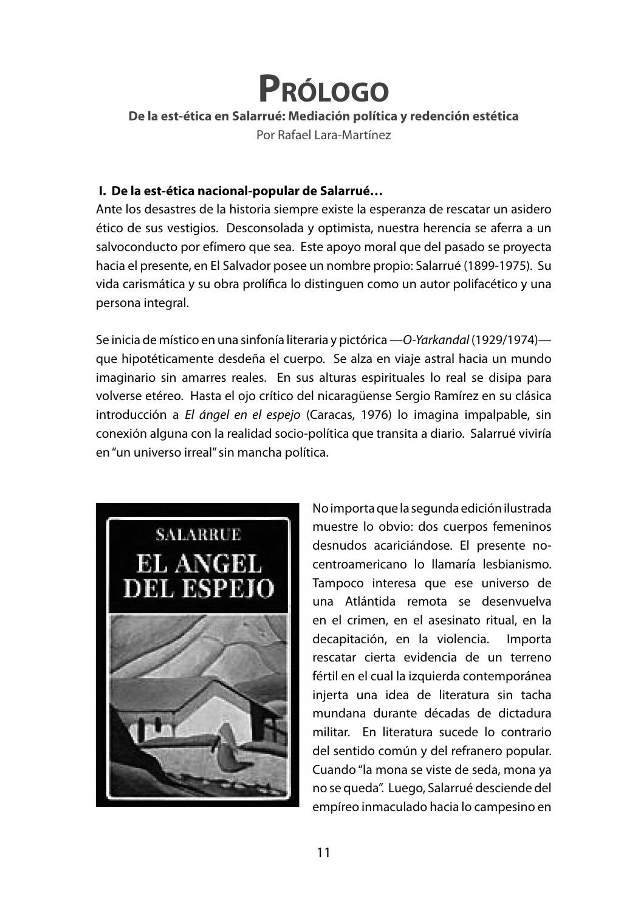# Prólogo

**De la est-ética en Salarrué: Mediación política y redención estética**

Por Rafael Lara-Martínez

### I. De la est-ética nacional-popular de Salarrué…

Ante los desastres de la historia siempre existe la esperanza de rescatar un asidero ético de sus vestigios. Desconsolada y optimista, nuestra herencia se aferra a un salvoconducto por efímero que sea. Este apoyo moral que del pasado se proyecta hacia el presente, en El Salvador posee un nombre propio: Salarrué (1899-1975). Su vida carismática y su obra prolífica lo distinguen como un autor polifacético y una persona integral.

Se inicia de místico en una sinfonía literaria y pictórica —*O-Yarkandal* (1929/1974)— que hipotéticamente desdeña el cuerpo. Se alza en viaje astral hacia un mundo imaginario sin amarres reales. En sus alturas espirituales lo real se disipa para volverse etéreo. Hasta el ojo crítico del nicaragüense Sergio Ramírez en su clásica introducción a *El ángel en el espejo* (Caracas, 1976) lo imagina impalpable, sin conexión alguna con la realidad socio-política que transita a diario. Salarrué viviría en "un universo irreal" sin mancha política.

No importa que la segunda edición ilustrada muestre lo obvio: dos cuerpos femeninos desnudos acariciándose. El presente no-centroamericano lo llamaría lesbianismo. Tampoco interesa que ese universo de una Atlántida remota se desenvuelva en el crimen, en el asesinato ritual, en la decapitación, en la violencia. Importa rescatar cierta evidencia de un terreno fértil en el cual la izquierda contemporánea injerta una idea de literatura sin tacha mundana durante décadas de dictadura militar. En literatura sucede lo contrario del sentido común y del refranero popular. Cuando "la mona se viste de seda, mona ya no se queda". Luego, Salarrué desciende del empíreo inmaculado hacia lo campesino en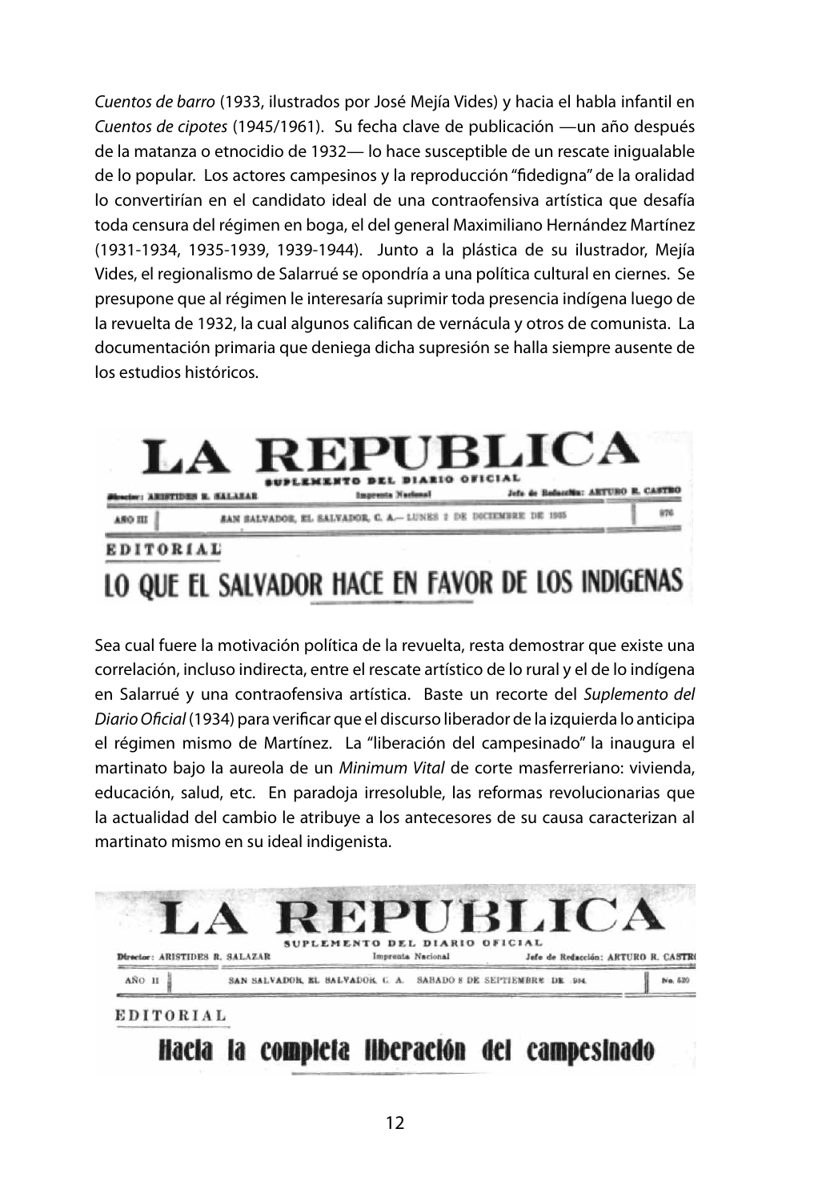*Cuentos de barro* (1933, ilustrados por José Mejía Vides) y hacia el habla infantil en *Cuentos de cipotes* (1945/1961). Su fecha clave de publicación —un año después de la matanza o etnocidio de 1932— lo hace susceptible de un rescate inigualable de lo popular. Los actores campesinos y la reproducción "fidedigna" de la oralidad lo convertirían en el candidato ideal de una contraofensiva artística que desafía toda censura del régimen en boga, el del general Maximiliano Hernández Martínez (1931-1934, 1935-1939, 1939-1944). Junto a la plástica de su ilustrador, Mejía Vides, el regionalismo de Salarrué se opondría a una política cultural en ciernes. Se presupone que al régimen le interesaría suprimir toda presencia indígena luego de la revuelta de 1932, la cual algunos califican de vernácula y otros de comunista. La documentación primaria que deniega dicha supresión se halla siempre ausente de los estudios históricos.

LA REPUBLICA
SUPLEMENTO DEL DIARIO OFICIAL
Director: ARISTIDES R. SALAZAR — Imprenta Nacional — Jefe de Redacción: ARTURO R. CASTRO
AÑO III — SAN SALVADOR, EL SALVADOR, C. A.— LUNES 2 DE DICIEMBRE DE 1935 — 976

EDITORIAL

LO QUE EL SALVADOR HACE EN FAVOR DE LOS INDIGENAS

Sea cual fuere la motivación política de la revuelta, resta demostrar que existe una correlación, incluso indirecta, entre el rescate artístico de lo rural y el de lo indígena en Salarrué y una contraofensiva artística. Baste un recorte del *Suplemento del Diario Oficial* (1934) para verificar que el discurso liberador de la izquierda lo anticipa el régimen mismo de Martínez. La "liberación del campesinado" la inaugura el martinato bajo la aureola de un *Minimum Vital* de corte masferreriano: vivienda, educación, salud, etc. En paradoja irresoluble, las reformas revolucionarias que la actualidad del cambio le atribuye a los antecesores de su causa caracterizan al martinato mismo en su ideal indigenista.

LA REPUBLICA
SUPLEMENTO DEL DIARIO OFICIAL
Director: ARISTIDES R. SALAZAR — Imprenta Nacional — Jefe de Redacción: ARTURO R. CASTRO
AÑO II — SAN SALVADOR, EL SALVADOR, C. A. SABADO 8 DE SEPTIEMBRE DE 1934 — No. 620

EDITORIAL

Hacia la completa liberación del campesinado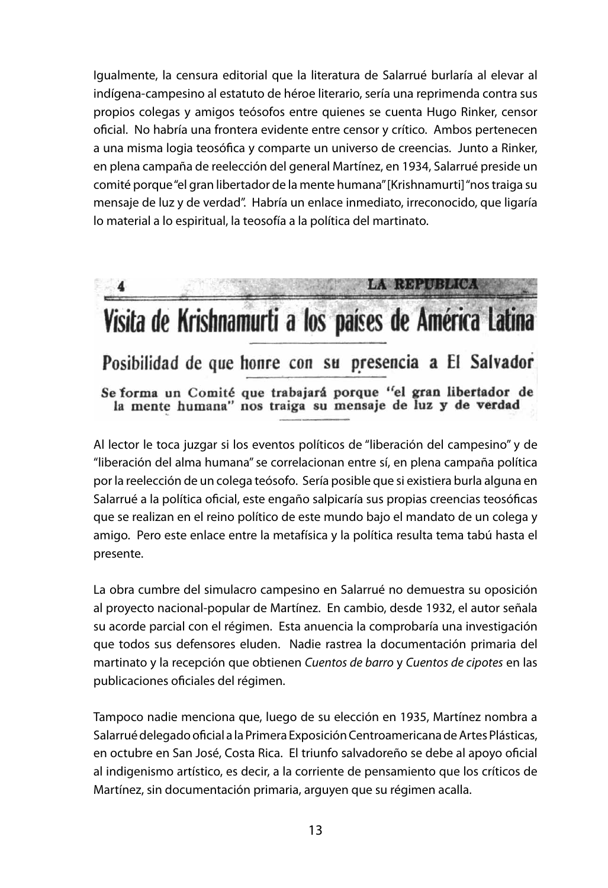Igualmente, la censura editorial que la literatura de Salarrué burlaría al elevar al indígena-campesino al estatuto de héroe literario, sería una reprimenda contra sus propios colegas y amigos teósofos entre quienes se cuenta Hugo Rinker, censor oficial. No habría una frontera evidente entre censor y crítico. Ambos pertenecen a una misma logia teosófica y comparte un universo de creencias. Junto a Rinker, en plena campaña de reelección del general Martínez, en 1934, Salarrué preside un comité porque "el gran libertador de la mente humana" [Krishnamurti] "nos traiga su mensaje de luz y de verdad". Habría un enlace inmediato, irreconocido, que ligaría lo material a lo espiritual, la teosofía a la política del martinato.

4 LA REPUBLICA

**Visita de Krishnamurti a los países de América Latina**

**Posibilidad de que honre con su presencia a El Salvador**

**Se forma un Comité que trabajará porque "el gran libertador de la mente humana" nos traiga su mensaje de luz y de verdad**

Al lector le toca juzgar si los eventos políticos de "liberación del campesino" y de "liberación del alma humana" se correlacionan entre sí, en plena campaña política por la reelección de un colega teósofo. Sería posible que si existiera burla alguna en Salarrué a la política oficial, este engaño salpicaría sus propias creencias teosóficas que se realizan en el reino político de este mundo bajo el mandato de un colega y amigo. Pero este enlace entre la metafísica y la política resulta tema tabú hasta el presente.

La obra cumbre del simulacro campesino en Salarrué no demuestra su oposición al proyecto nacional-popular de Martínez. En cambio, desde 1932, el autor señala su acorde parcial con el régimen. Esta anuencia la comprobaría una investigación que todos sus defensores eluden. Nadie rastrea la documentación primaria del martinato y la recepción que obtienen *Cuentos de barro* y *Cuentos de cipotes* en las publicaciones oficiales del régimen.

Tampoco nadie menciona que, luego de su elección en 1935, Martínez nombra a Salarrué delegado oficial a la Primera Exposición Centroamericana de Artes Plásticas, en octubre en San José, Costa Rica. El triunfo salvadoreño se debe al apoyo oficial al indigenismo artístico, es decir, a la corriente de pensamiento que los críticos de Martínez, sin documentación primaria, arguyen que su régimen acalla.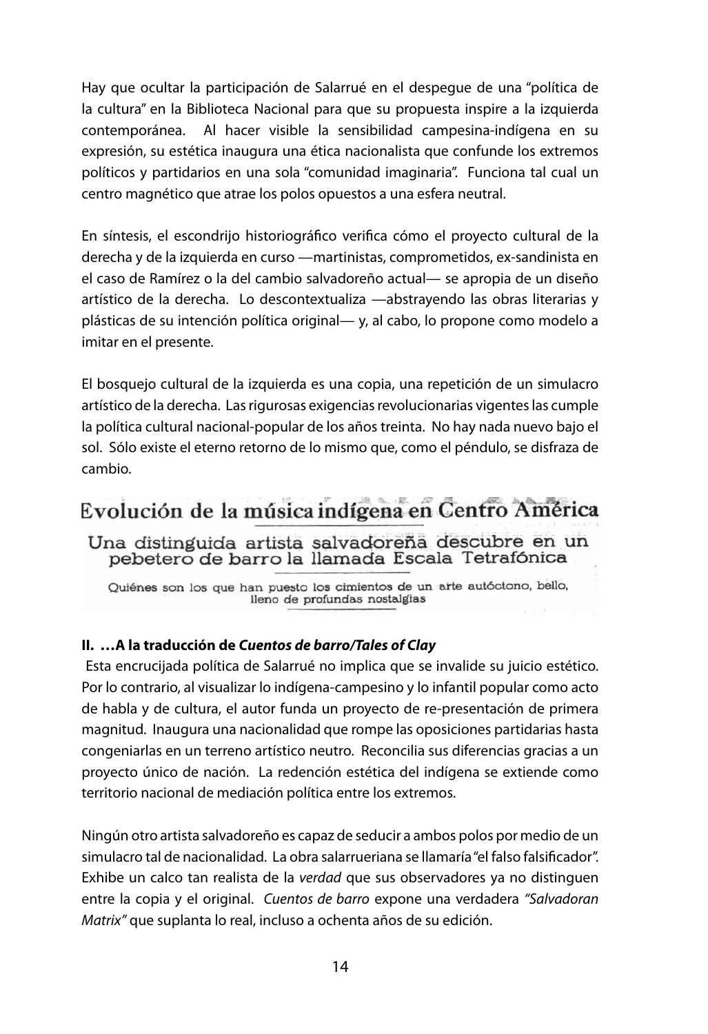Hay que ocultar la participación de Salarrué en el despegue de una "política de la cultura" en la Biblioteca Nacional para que su propuesta inspire a la izquierda contemporánea. Al hacer visible la sensibilidad campesina-indígena en su expresión, su estética inaugura una ética nacionalista que confunde los extremos políticos y partidarios en una sola "comunidad imaginaria". Funciona tal cual un centro magnético que atrae los polos opuestos a una esfera neutral.

En síntesis, el escondrijo historiográfico verifica cómo el proyecto cultural de la derecha y de la izquierda en curso —martinistas, comprometidos, ex-sandinista en el caso de Ramírez o la del cambio salvadoreño actual— se apropia de un diseño artístico de la derecha. Lo descontextualiza —abstrayendo las obras literarias y plásticas de su intención política original— y, al cabo, lo propone como modelo a imitar en el presente.

El bosquejo cultural de la izquierda es una copia, una repetición de un simulacro artístico de la derecha. Las rigurosas exigencias revolucionarias vigentes las cumple la política cultural nacional-popular de los años treinta. No hay nada nuevo bajo el sol. Sólo existe el eterno retorno de lo mismo que, como el péndulo, se disfraza de cambio.

**Evolución de la música indígena en Centro América**

**Una distinguida artista salvadoreña descubre en un pebetero de barro la llamada Escala Tetrafónica**

Quiénes son los que han puesto los cimientos de un arte autóctono, bello, lleno de profundas nostalgias

### II. …A la traducción de *Cuentos de barro/Tales of Clay*

Esta encrucijada política de Salarrué no implica que se invalide su juicio estético. Por lo contrario, al visualizar lo indígena-campesino y lo infantil popular como acto de habla y de cultura, el autor funda un proyecto de re-presentación de primera magnitud. Inaugura una nacionalidad que rompe las oposiciones partidarias hasta congeniarlas en un terreno artístico neutro. Reconcilia sus diferencias gracias a un proyecto único de nación. La redención estética del indígena se extiende como territorio nacional de mediación política entre los extremos.

Ningún otro artista salvadoreño es capaz de seducir a ambos polos por medio de un simulacro tal de nacionalidad. La obra salarrueriana se llamaría "el falso falsificador". Exhibe un calco tan realista de la *verdad* que sus observadores ya no distinguen entre la copia y el original. *Cuentos de barro* expone una verdadera *"Salvadoran Matrix"* que suplanta lo real, incluso a ochenta años de su edición.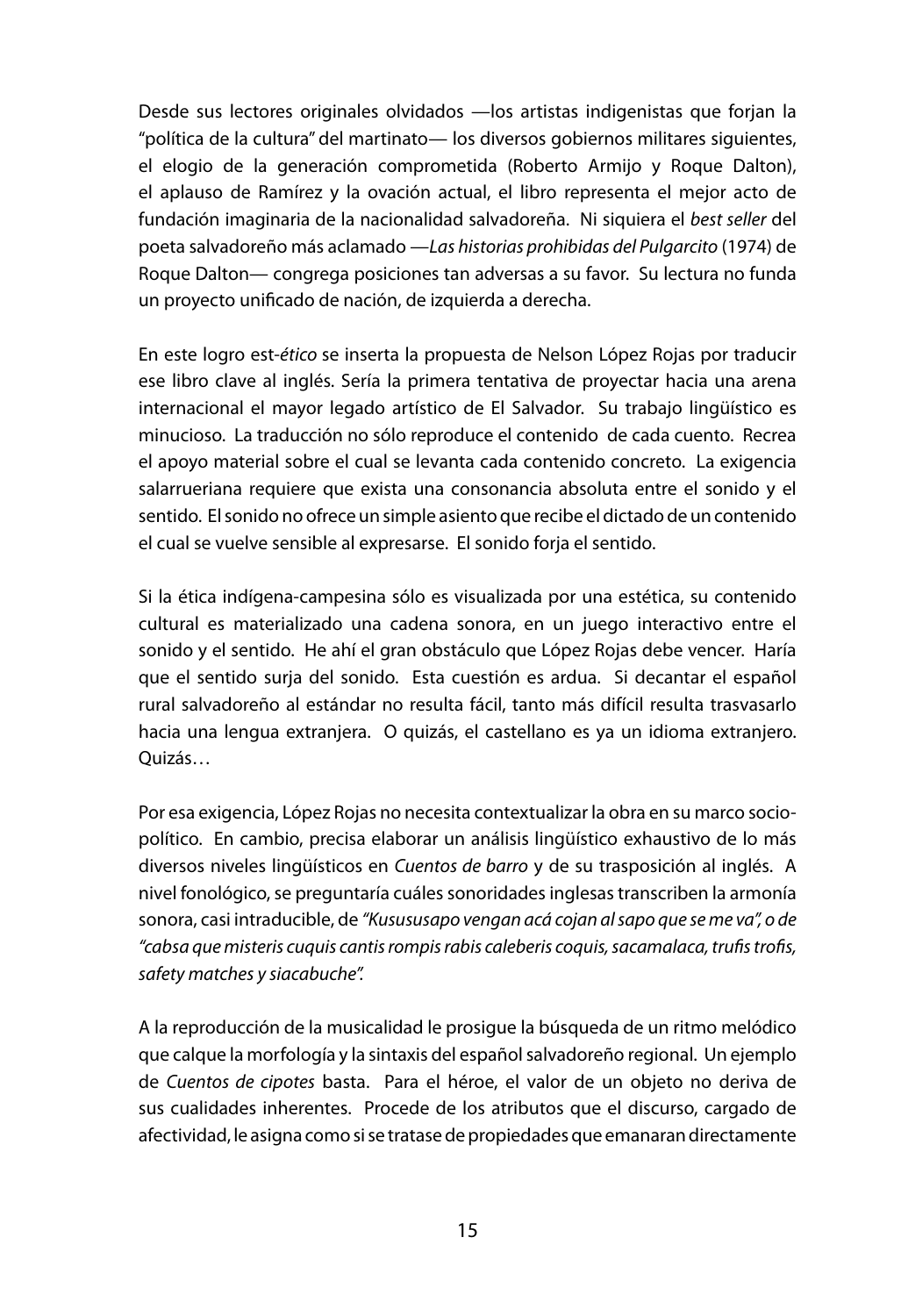Desde sus lectores originales olvidados —los artistas indigenistas que forjan la "política de la cultura" del martinato— los diversos gobiernos militares siguientes, el elogio de la generación comprometida (Roberto Armijo y Roque Dalton), el aplauso de Ramírez y la ovación actual, el libro representa el mejor acto de fundación imaginaria de la nacionalidad salvadoreña. Ni siquiera el *best seller* del poeta salvadoreño más aclamado —*Las historias prohibidas del Pulgarcito* (1974) de Roque Dalton— congrega posiciones tan adversas a su favor. Su lectura no funda un proyecto unificado de nación, de izquierda a derecha.

En este logro est-*ético* se inserta la propuesta de Nelson López Rojas por traducir ese libro clave al inglés. Sería la primera tentativa de proyectar hacia una arena internacional el mayor legado artístico de El Salvador. Su trabajo lingüístico es minucioso. La traducción no sólo reproduce el contenido de cada cuento. Recrea el apoyo material sobre el cual se levanta cada contenido concreto. La exigencia salarrueriana requiere que exista una consonancia absoluta entre el sonido y el sentido. El sonido no ofrece un simple asiento que recibe el dictado de un contenido el cual se vuelve sensible al expresarse. El sonido forja el sentido.

Si la ética indígena-campesina sólo es visualizada por una estética, su contenido cultural es materializado una cadena sonora, en un juego interactivo entre el sonido y el sentido. He ahí el gran obstáculo que López Rojas debe vencer. Haría que el sentido surja del sonido. Esta cuestión es ardua. Si decantar el español rural salvadoreño al estándar no resulta fácil, tanto más difícil resulta trasvasarlo hacia una lengua extranjera. O quizás, el castellano es ya un idioma extranjero. Quizás…

Por esa exigencia, López Rojas no necesita contextualizar la obra en su marco socio-político. En cambio, precisa elaborar un análisis lingüístico exhaustivo de lo más diversos niveles lingüísticos en *Cuentos de barro* y de su trasposición al inglés. A nivel fonológico, se preguntaría cuáles sonoridades inglesas transcriben la armonía sonora, casi intraducible, de *"Kusususapo vengan acá cojan al sapo que se me va", o de "cabsa que misteris cuquis cantis rompis rabis caleberis coquis, sacamalaca, trufis trofis, safety matches y siacabuche".*

A la reproducción de la musicalidad le prosigue la búsqueda de un ritmo melódico que calque la morfología y la sintaxis del español salvadoreño regional. Un ejemplo de *Cuentos de cipotes* basta. Para el héroe, el valor de un objeto no deriva de sus cualidades inherentes. Procede de los atributos que el discurso, cargado de afectividad, le asigna como si se tratase de propiedades que emanaran directamente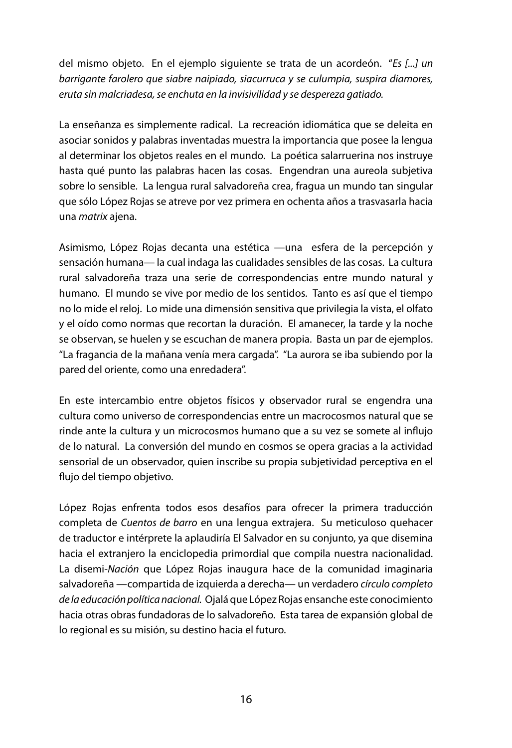del mismo objeto. En el ejemplo siguiente se trata de un acordeón. "*Es [...] un barrigante farolero que siabre naipiado, siacurruca y se culumpia, suspira diamores, eruta sin malcriadesa, se enchuta en la invisivilidad y se desperezа gatiado.*

La enseñanza es simplemente radical. La recreación idiomática que se deleita en asociar sonidos y palabras inventadas muestra la importancia que posee la lengua al determinar los objetos reales en el mundo. La poética salarruerina nos instruye hasta qué punto las palabras hacen las cosas. Engendran una aureola subjetiva sobre lo sensible. La lengua rural salvadoreña crea, fragua un mundo tan singular que sólo López Rojas se atreve por vez primera en ochenta años a trasvasarla hacia una *matrix* ajena.

Asimismo, López Rojas decanta una estética —una esfera de la percepción y sensación humana— la cual indaga las cualidades sensibles de las cosas. La cultura rural salvadoreña traza una serie de correspondencias entre mundo natural y humano. El mundo se vive por medio de los sentidos. Tanto es así que el tiempo no lo mide el reloj. Lo mide una dimensión sensitiva que privilegia la vista, el olfato y el oído como normas que recortan la duración. El amanecer, la tarde y la noche se observan, se huelen y se escuchan de manera propia. Basta un par de ejemplos. "La fragancia de la mañana venía mera cargada". "La aurora se iba subiendo por la pared del oriente, como una enredadera".

En este intercambio entre objetos físicos y observador rural se engendra una cultura como universo de correspondencias entre un macrocosmos natural que se rinde ante la cultura y un microcosmos humano que a su vez se somete al influjo de lo natural. La conversión del mundo en cosmos se opera gracias a la actividad sensorial de un observador, quien inscribe su propia subjetividad perceptiva en el flujo del tiempo objetivo.

López Rojas enfrenta todos esos desafíos para ofrecer la primera traducción completa de *Cuentos de barro* en una lengua extrajera. Su meticuloso quehacer de traductor e intérprete la aplaudiría El Salvador en su conjunto, ya que disemina hacia el extranjero la enciclopedia primordial que compila nuestra nacionalidad. La disemi-*Nación* que López Rojas inaugura hace de la comunidad imaginaria salvadoreña —compartida de izquierda a derecha— un verdadero *círculo completo de la educación política nacional.* Ojalá que López Rojas ensanche este conocimiento hacia otras obras fundadoras de lo salvadoreño. Esta tarea de expansión global de lo regional es su misión, su destino hacia el futuro.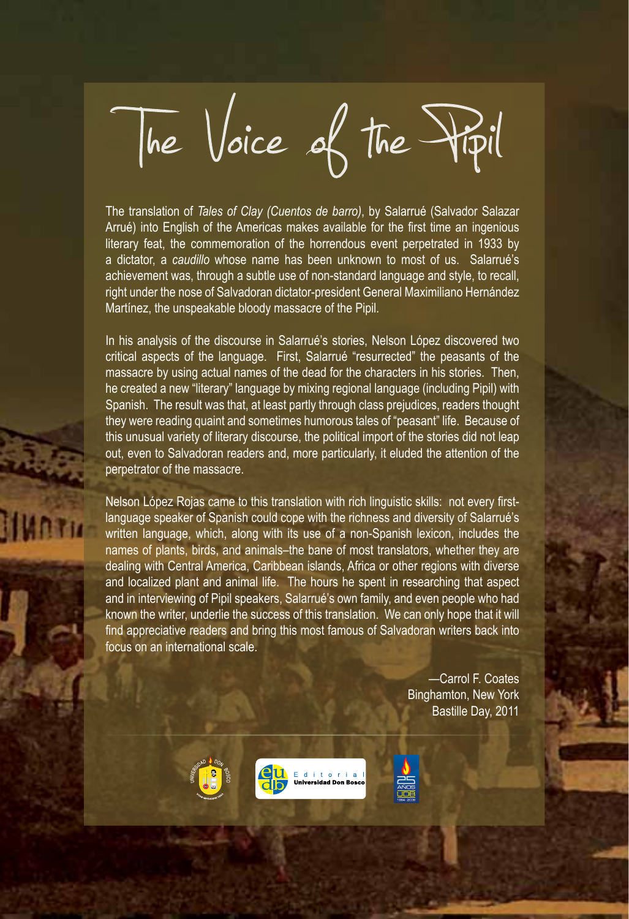# The Voice of the Pipil

The translation of *Tales of Clay (Cuentos de barro)*, by Salarrué (Salvador Salazar Arrué) into English of the Americas makes available for the first time an ingenious literary feat, the commemoration of the horrendous event perpetrated in 1933 by a dictator, a *caudillo* whose name has been unknown to most of us. Salarrué's achievement was, through a subtle use of non-standard language and style, to recall, right under the nose of Salvadoran dictator-president General Maximiliano Hernández Martínez, the unspeakable bloody massacre of the Pipil.

In his analysis of the discourse in Salarrué's stories, Nelson López discovered two critical aspects of the language. First, Salarrué "resurrected" the peasants of the massacre by using actual names of the dead for the characters in his stories. Then, he created a new "literary" language by mixing regional language (including Pipil) with Spanish. The result was that, at least partly through class prejudices, readers thought they were reading quaint and sometimes humorous tales of "peasant" life. Because of this unusual variety of literary discourse, the political import of the stories did not leap out, even to Salvadoran readers and, more particularly, it eluded the attention of the perpetrator of the massacre.

Nelson López Rojas came to this translation with rich linguistic skills: not every first-language speaker of Spanish could cope with the richness and diversity of Salarrué's written language, which, along with its use of a non-Spanish lexicon, includes the names of plants, birds, and animals–the bane of most translators, whether they are dealing with Central America, Caribbean islands, Africa or other regions with diverse and localized plant and animal life. The hours he spent in researching that aspect and in interviewing of Pipil speakers, Salarrué's own family, and even people who had known the writer, underlie the success of this translation. We can only hope that it will find appreciative readers and bring this most famous of Salvadoran writers back into focus on an international scale.

—Carrol F. Coates
Binghamton, New York
Bastille Day, 2011

Editorial Universidad Don Bosco